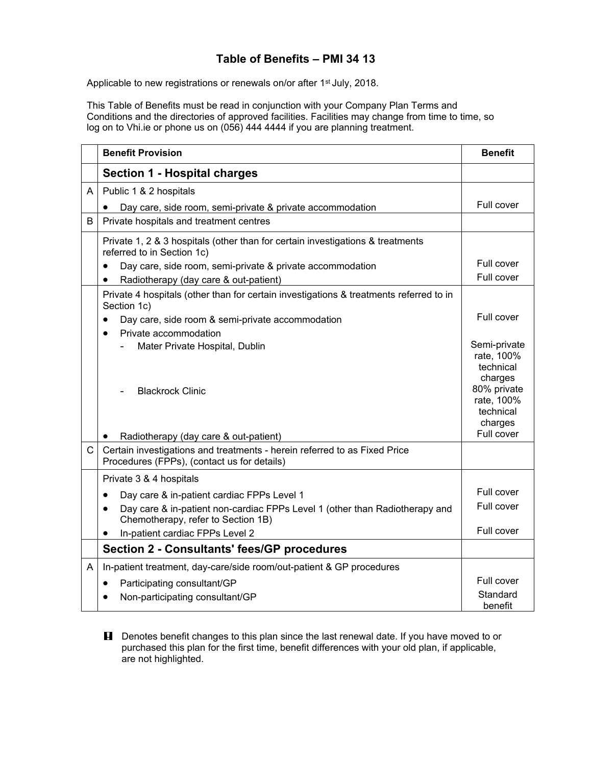# Table of Benefits – PMI 34 13

Applicable to new registrations or renewals on/or after 1st July, 2018.

This Table of Benefits must be read in conjunction with your Company Plan Terms and Conditions and the directories of approved facilities. Facilities may change from time to time, so log on to Vhi.ie or phone us on (056) 444 4444 if you are planning treatment.

| | Benefit Provision | Benefit |
|---|---|---|
| | **Section 1 - Hospital charges** | |
| A | Public 1 & 2 hospitals | |
| | • Day care, side room, semi-private & private accommodation | Full cover |
| B | Private hospitals and treatment centres | |
| | Private 1, 2 & 3 hospitals (other than for certain investigations & treatments referred to in Section 1c) | |
| | • Day care, side room, semi-private & private accommodation | Full cover |
| | • Radiotherapy (day care & out-patient) | Full cover |
| | Private 4 hospitals (other than for certain investigations & treatments referred to in Section 1c) | |
| | • Day care, side room & semi-private accommodation | Full cover |
| | • Private accommodation | |
| | - Mater Private Hospital, Dublin | Semi-private rate, 100% technical charges |
| | - Blackrock Clinic | 80% private rate, 100% technical charges |
| | • Radiotherapy (day care & out-patient) | Full cover |
| C | Certain investigations and treatments - herein referred to as Fixed Price Procedures (FPPs), (contact us for details) | |
| | Private 3 & 4 hospitals | |
| | • Day care & in-patient cardiac FPPs Level 1 | Full cover |
| | • Day care & in-patient non-cardiac FPPs Level 1 (other than Radiotherapy and Chemotherapy, refer to Section 1B) | Full cover |
| | • In-patient cardiac FPPs Level 2 | Full cover |
| | **Section 2 - Consultants' fees/GP procedures** | |
| A | In-patient treatment, day-care/side room/out-patient & GP procedures | |
| | • Participating consultant/GP | Full cover |
| | • Non-participating consultant/GP | Standard benefit |

! Denotes benefit changes to this plan since the last renewal date. If you have moved to or purchased this plan for the first time, benefit differences with your old plan, if applicable, are not highlighted.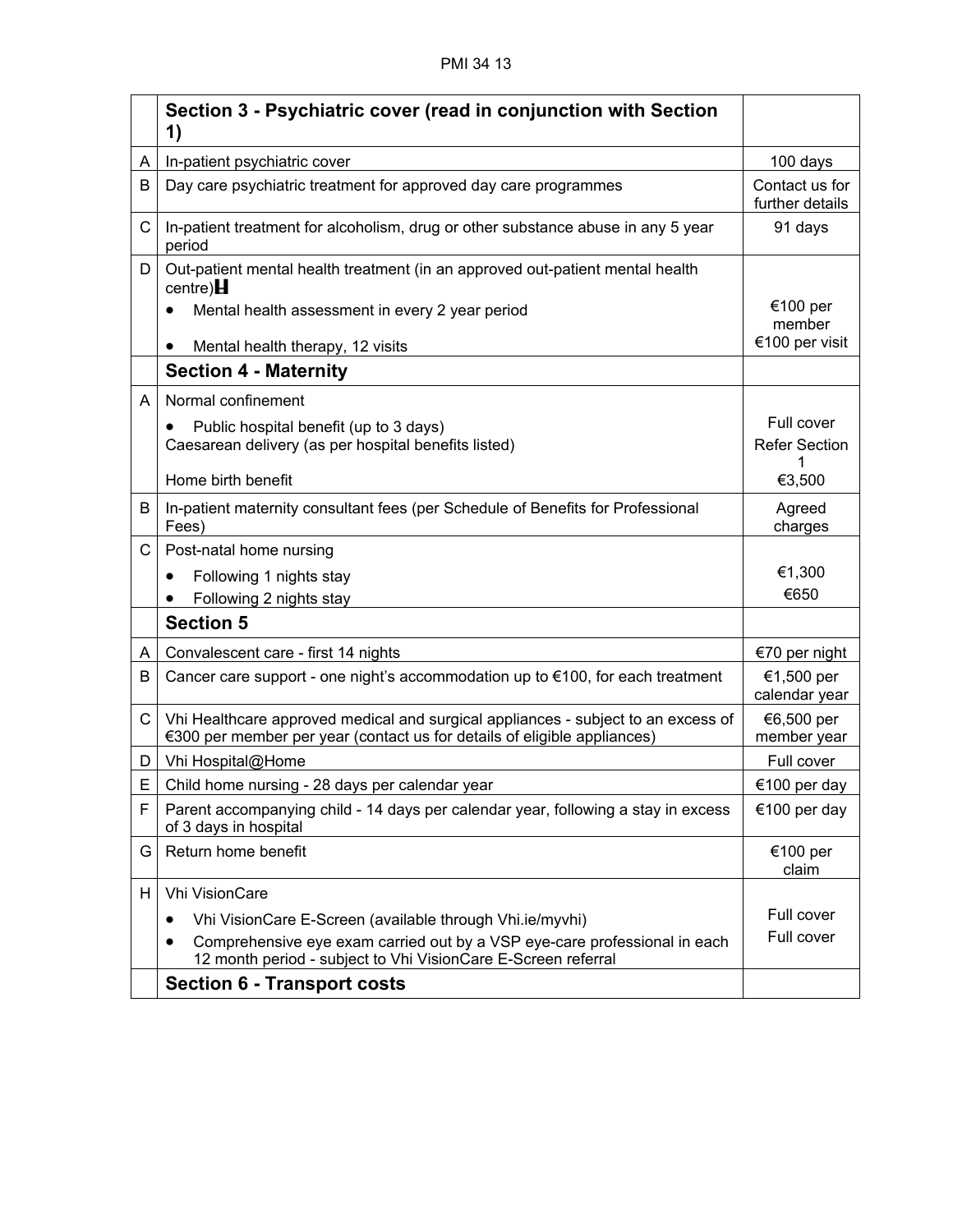| | Section 3 - Psychiatric cover (read in conjunction with Section 1) | |
|---|---|---|
| A | In-patient psychiatric cover | 100 days |
| B | Day care psychiatric treatment for approved day care programmes | Contact us for further details |
| C | In-patient treatment for alcoholism, drug or other substance abuse in any 5 year period | 91 days |
| D | Out-patient mental health treatment (in an approved out-patient mental health centre)H<br>• Mental health assessment in every 2 year period<br>• Mental health therapy, 12 visits | <br>€100 per member<br>€100 per visit |
| | **Section 4 - Maternity** | |
| A | Normal confinement<br>• Public hospital benefit (up to 3 days)<br>Caesarean delivery (as per hospital benefits listed)<br>Home birth benefit | <br>Full cover<br>Refer Section 1<br>€3,500 |
| B | In-patient maternity consultant fees (per Schedule of Benefits for Professional Fees) | Agreed charges |
| C | Post-natal home nursing<br>• Following 1 nights stay<br>• Following 2 nights stay | <br>€1,300<br>€650 |
| | **Section 5** | |
| A | Convalescent care - first 14 nights | €70 per night |
| B | Cancer care support - one night's accommodation up to €100, for each treatment | €1,500 per calendar year |
| C | Vhi Healthcare approved medical and surgical appliances - subject to an excess of €300 per member per year (contact us for details of eligible appliances) | €6,500 per member year |
| D | Vhi Hospital@Home | Full cover |
| E | Child home nursing - 28 days per calendar year | €100 per day |
| F | Parent accompanying child - 14 days per calendar year, following a stay in excess of 3 days in hospital | €100 per day |
| G | Return home benefit | €100 per claim |
| H | Vhi VisionCare<br>• Vhi VisionCare E-Screen (available through Vhi.ie/myvhi)<br>• Comprehensive eye exam carried out by a VSP eye-care professional in each 12 month period - subject to Vhi VisionCare E-Screen referral | <br>Full cover<br>Full cover |
| | **Section 6 - Transport costs** | |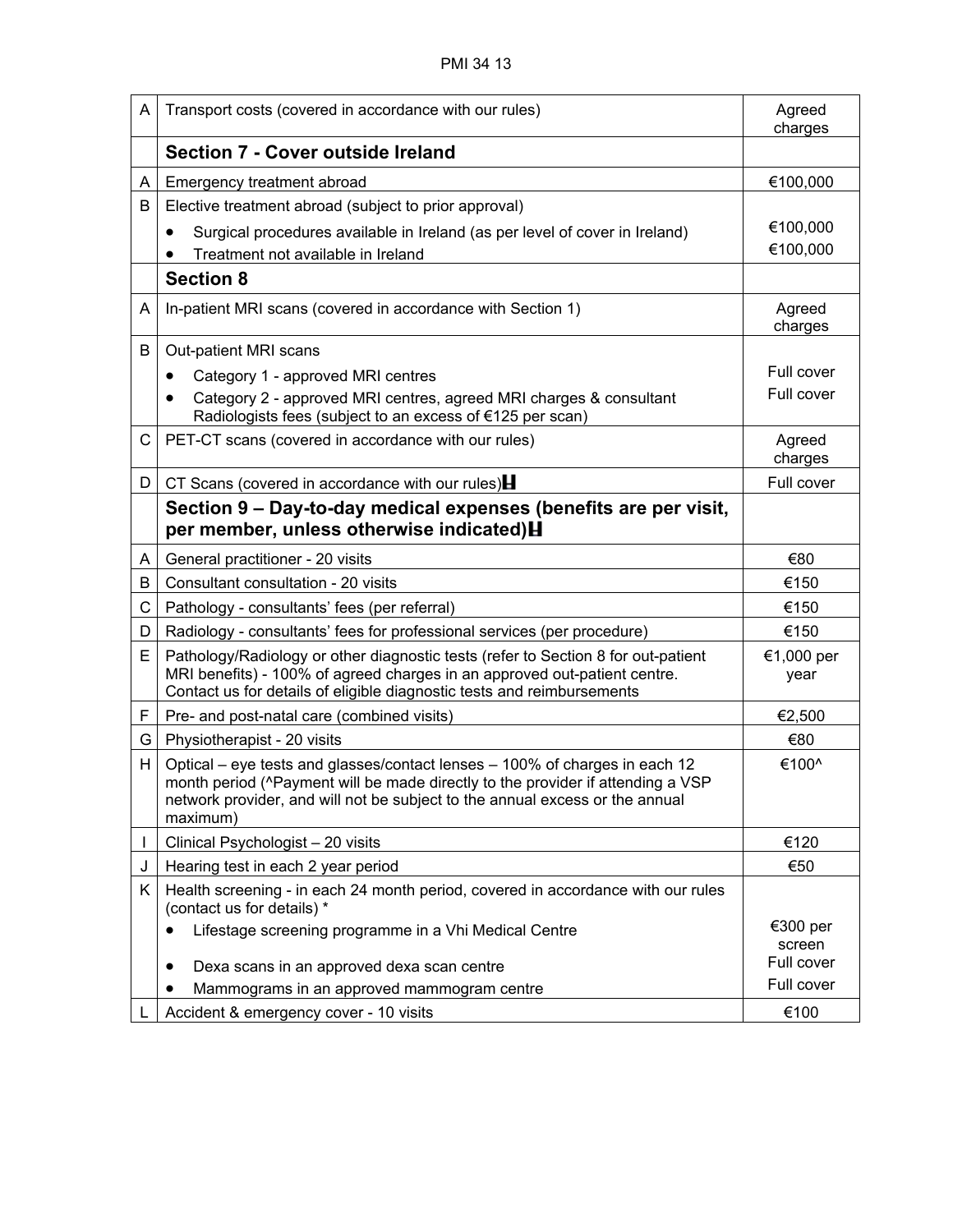| | | |
|---|---|---|
| A | Transport costs (covered in accordance with our rules) | Agreed charges |
| | **Section 7 - Cover outside Ireland** | |
| A | Emergency treatment abroad | €100,000 |
| B | Elective treatment abroad (subject to prior approval)<br>• Surgical procedures available in Ireland (as per level of cover in Ireland)<br>• Treatment not available in Ireland | <br>€100,000<br>€100,000 |
| | **Section 8** | |
| A | In-patient MRI scans (covered in accordance with Section 1) | Agreed charges |
| B | Out-patient MRI scans<br>• Category 1 - approved MRI centres<br>• Category 2 - approved MRI centres, agreed MRI charges & consultant Radiologists fees (subject to an excess of €125 per scan) | <br>Full cover<br>Full cover |
| C | PET-CT scans (covered in accordance with our rules) | Agreed charges |
| D | CT Scans (covered in accordance with our rules)H | Full cover |
| | **Section 9 – Day-to-day medical expenses (benefits are per visit, per member, unless otherwise indicated)H** | |
| A | General practitioner - 20 visits | €80 |
| B | Consultant consultation - 20 visits | €150 |
| C | Pathology - consultants' fees (per referral) | €150 |
| D | Radiology - consultants' fees for professional services (per procedure) | €150 |
| E | Pathology/Radiology or other diagnostic tests (refer to Section 8 for out-patient MRI benefits) - 100% of agreed charges in an approved out-patient centre. Contact us for details of eligible diagnostic tests and reimbursements | €1,000 per year |
| F | Pre- and post-natal care (combined visits) | €2,500 |
| G | Physiotherapist - 20 visits | €80 |
| H | Optical – eye tests and glasses/contact lenses – 100% of charges in each 12 month period (^Payment will be made directly to the provider if attending a VSP network provider, and will not be subject to the annual excess or the annual maximum) | €100^ |
| I | Clinical Psychologist – 20 visits | €120 |
| J | Hearing test in each 2 year period | €50 |
| K | Health screening - in each 24 month period, covered in accordance with our rules (contact us for details) *<br>• Lifestage screening programme in a Vhi Medical Centre<br>• Dexa scans in an approved dexa scan centre<br>• Mammograms in an approved mammogram centre | <br>€300 per screen<br>Full cover<br>Full cover |
| L | Accident & emergency cover - 10 visits | €100 |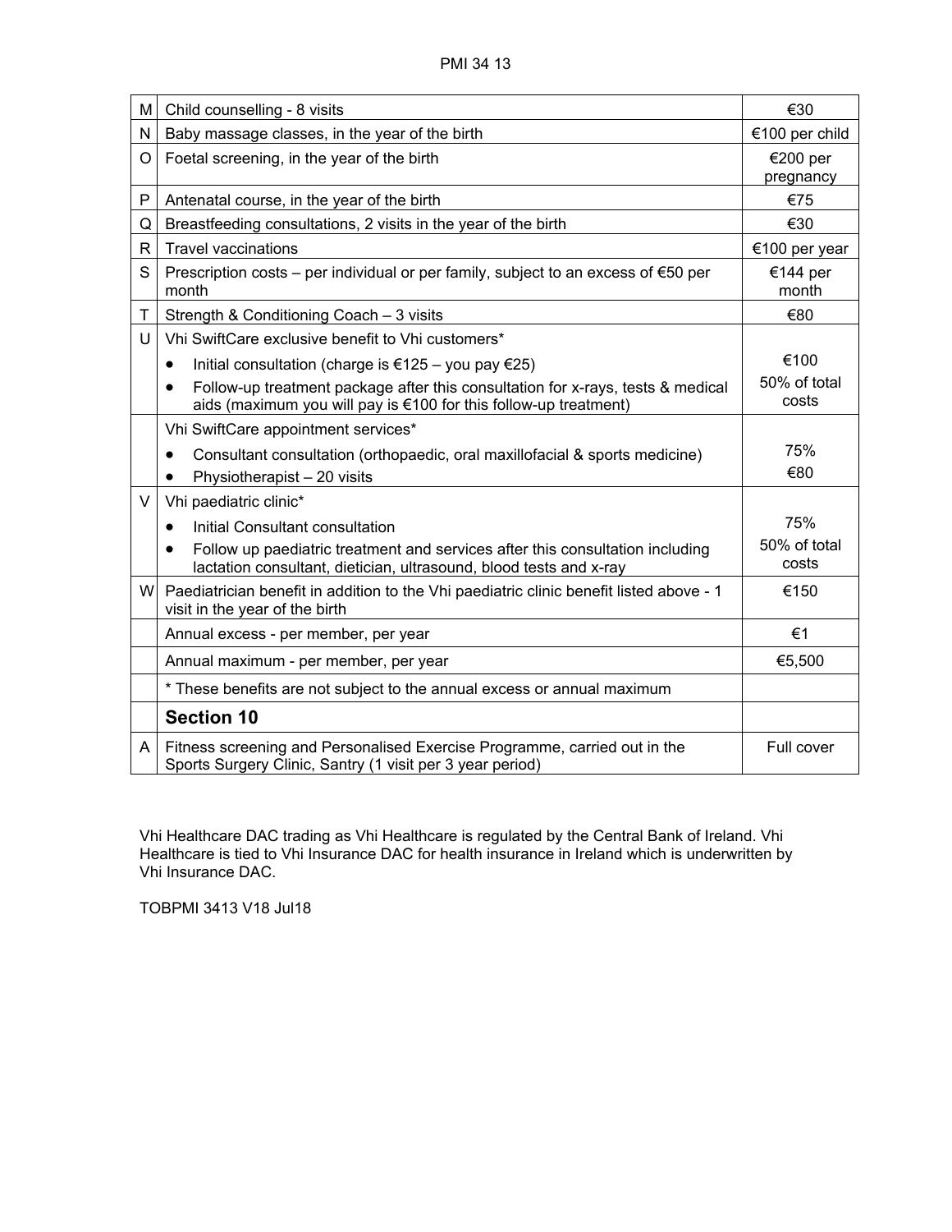| | | |
|---|---|---|
| M | Child counselling - 8 visits | €30 |
| N | Baby massage classes, in the year of the birth | €100 per child |
| O | Foetal screening, in the year of the birth | €200 per pregnancy |
| P | Antenatal course, in the year of the birth | €75 |
| Q | Breastfeeding consultations, 2 visits in the year of the birth | €30 |
| R | Travel vaccinations | €100 per year |
| S | Prescription costs – per individual or per family, subject to an excess of €50 per month | €144 per month |
| T | Strength & Conditioning Coach – 3 visits | €80 |
| U | Vhi SwiftCare exclusive benefit to Vhi customers*<br>• Initial consultation (charge is €125 – you pay €25)<br>• Follow-up treatment package after this consultation for x-rays, tests & medical aids (maximum you will pay is €100 for this follow-up treatment) | <br>€100<br>50% of total costs |
| | Vhi SwiftCare appointment services*<br>• Consultant consultation (orthopaedic, oral maxillofacial & sports medicine)<br>• Physiotherapist – 20 visits | <br>75%<br>€80 |
| V | Vhi paediatric clinic*<br>• Initial Consultant consultation<br>• Follow up paediatric treatment and services after this consultation including lactation consultant, dietician, ultrasound, blood tests and x-ray | <br>75%<br>50% of total costs |
| W | Paediatrician benefit in addition to the Vhi paediatric clinic benefit listed above - 1 visit in the year of the birth | €150 |
| | Annual excess - per member, per year | €1 |
| | Annual maximum - per member, per year | €5,500 |
| | * These benefits are not subject to the annual excess or annual maximum | |
| | **Section 10** | |
| A | Fitness screening and Personalised Exercise Programme, carried out in the Sports Surgery Clinic, Santry (1 visit per 3 year period) | Full cover |

Vhi Healthcare DAC trading as Vhi Healthcare is regulated by the Central Bank of Ireland. Vhi Healthcare is tied to Vhi Insurance DAC for health insurance in Ireland which is underwritten by Vhi Insurance DAC.

TOBPMI 3413 V18 Jul18